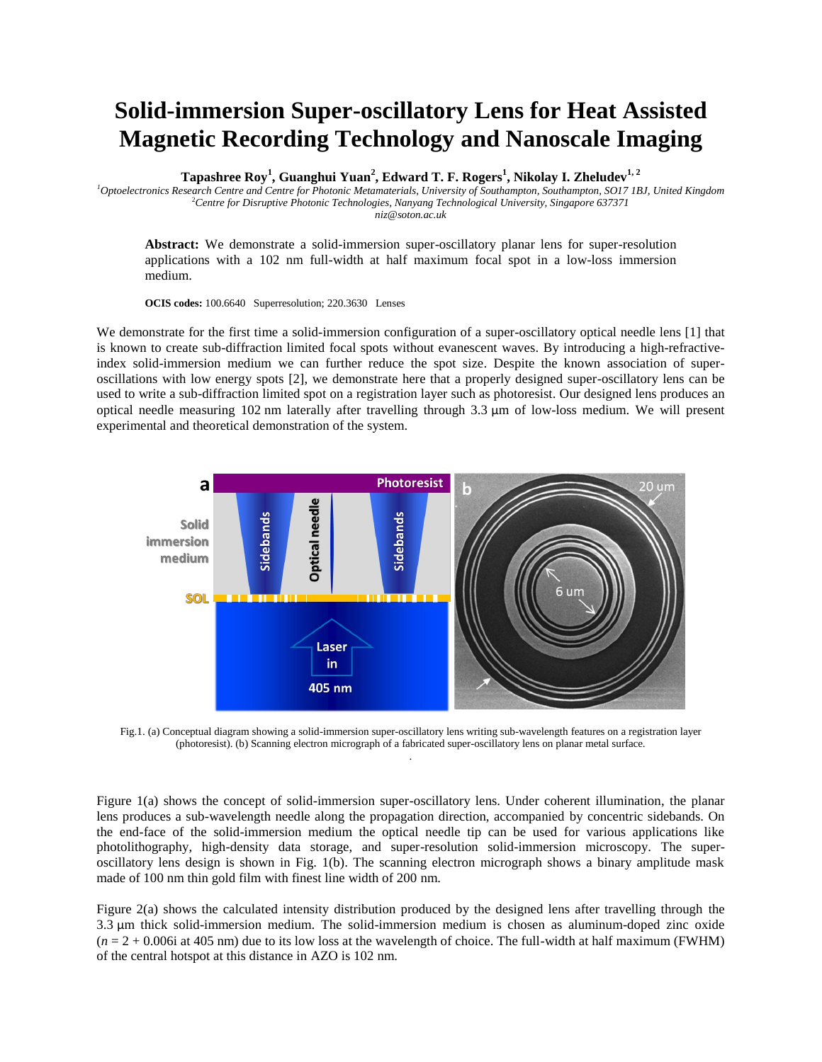# Solid-immersion Super-oscillatory Lens for Heat Assisted Magnetic Recording Technology and Nanoscale Imaging

**Tapashree Roy[1], Guanghui Yuan[2], Edward T. F. Rogers[1], Nikolay I. Zheludev[1, 2]**

*[1]Optoelectronics Research Centre and Centre for Photonic Metamaterials, University of Southampton, Southampton, SO17 1BJ, United Kingdom*
*[2]Centre for Disruptive Photonic Technologies, Nanyang Technological University, Singapore 637371*
*niz@soton.ac.uk*

**Abstract:** We demonstrate a solid-immersion super-oscillatory planar lens for super-resolution applications with a 102 nm full-width at half maximum focal spot in a low-loss immersion medium.

**OCIS codes:** 100.6640 Superresolution; 220.3630 Lenses

We demonstrate for the first time a solid-immersion configuration of a super-oscillatory optical needle lens [1] that is known to create sub-diffraction limited focal spots without evanescent waves. By introducing a high-refractive-index solid-immersion medium we can further reduce the spot size. Despite the known association of super-oscillations with low energy spots [2], we demonstrate here that a properly designed super-oscillatory lens can be used to write a sub-diffraction limited spot on a registration layer such as photoresist. Our designed lens produces an optical needle measuring 102 nm laterally after travelling through 3.3 μm of low-loss medium. We will present experimental and theoretical demonstration of the system.

Fig.1. (a) Conceptual diagram showing a solid-immersion super-oscillatory lens writing sub-wavelength features on a registration layer (photoresist). (b) Scanning electron micrograph of a fabricated super-oscillatory lens on planar metal surface.

Figure 1(a) shows the concept of solid-immersion super-oscillatory lens. Under coherent illumination, the planar lens produces a sub-wavelength needle along the propagation direction, accompanied by concentric sidebands. On the end-face of the solid-immersion medium the optical needle tip can be used for various applications like photolithography, high-density data storage, and super-resolution solid-immersion microscopy. The super-oscillatory lens design is shown in Fig. 1(b). The scanning electron micrograph shows a binary amplitude mask made of 100 nm thin gold film with finest line width of 200 nm.

Figure 2(a) shows the calculated intensity distribution produced by the designed lens after travelling through the 3.3 μm thick solid-immersion medium. The solid-immersion medium is chosen as aluminum-doped zinc oxide ($n = 2 + 0.006i$ at 405 nm) due to its low loss at the wavelength of choice. The full-width at half maximum (FWHM) of the central hotspot at this distance in AZO is 102 nm.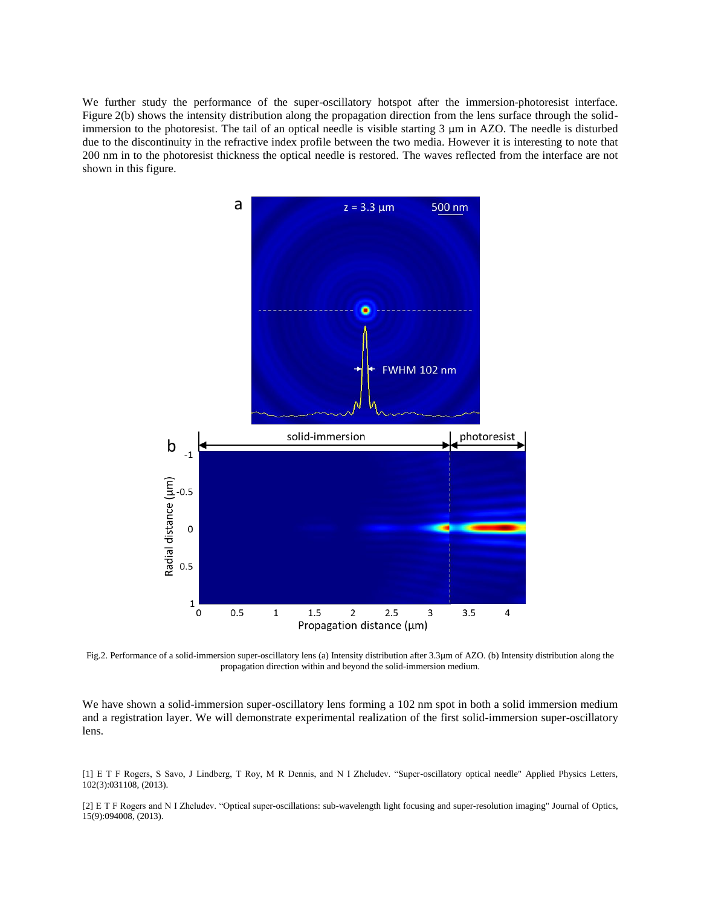We further study the performance of the super-oscillatory hotspot after the immersion-photoresist interface. Figure 2(b) shows the intensity distribution along the propagation direction from the lens surface through the solid-immersion to the photoresist. The tail of an optical needle is visible starting 3 μm in AZO. The needle is disturbed due to the discontinuity in the refractive index profile between the two media. However it is interesting to note that 200 nm in to the photoresist thickness the optical needle is restored. The waves reflected from the interface are not shown in this figure.

a

z = 3.3 μm

500 nm

FWHM 102 nm

b

solid-immersion

photoresist

Radial distance (μm)

-1

-0.5

0

0.5

1

Propagation distance (μm)

0

0.5

1

1.5

2

2.5

3

3.5

4

Fig.2. Performance of a solid-immersion super-oscillatory lens (a) Intensity distribution after 3.3μm of AZO. (b) Intensity distribution along the propagation direction within and beyond the solid-immersion medium.

We have shown a solid-immersion super-oscillatory lens forming a 102 nm spot in both a solid immersion medium and a registration layer. We will demonstrate experimental realization of the first solid-immersion super-oscillatory lens.

[1] E T F Rogers, S Savo, J Lindberg, T Roy, M R Dennis, and N I Zheludev. "Super-oscillatory optical needle" Applied Physics Letters, 102(3):031108, (2013).

[2] E T F Rogers and N I Zheludev. "Optical super-oscillations: sub-wavelength light focusing and super-resolution imaging" Journal of Optics, 15(9):094008, (2013).